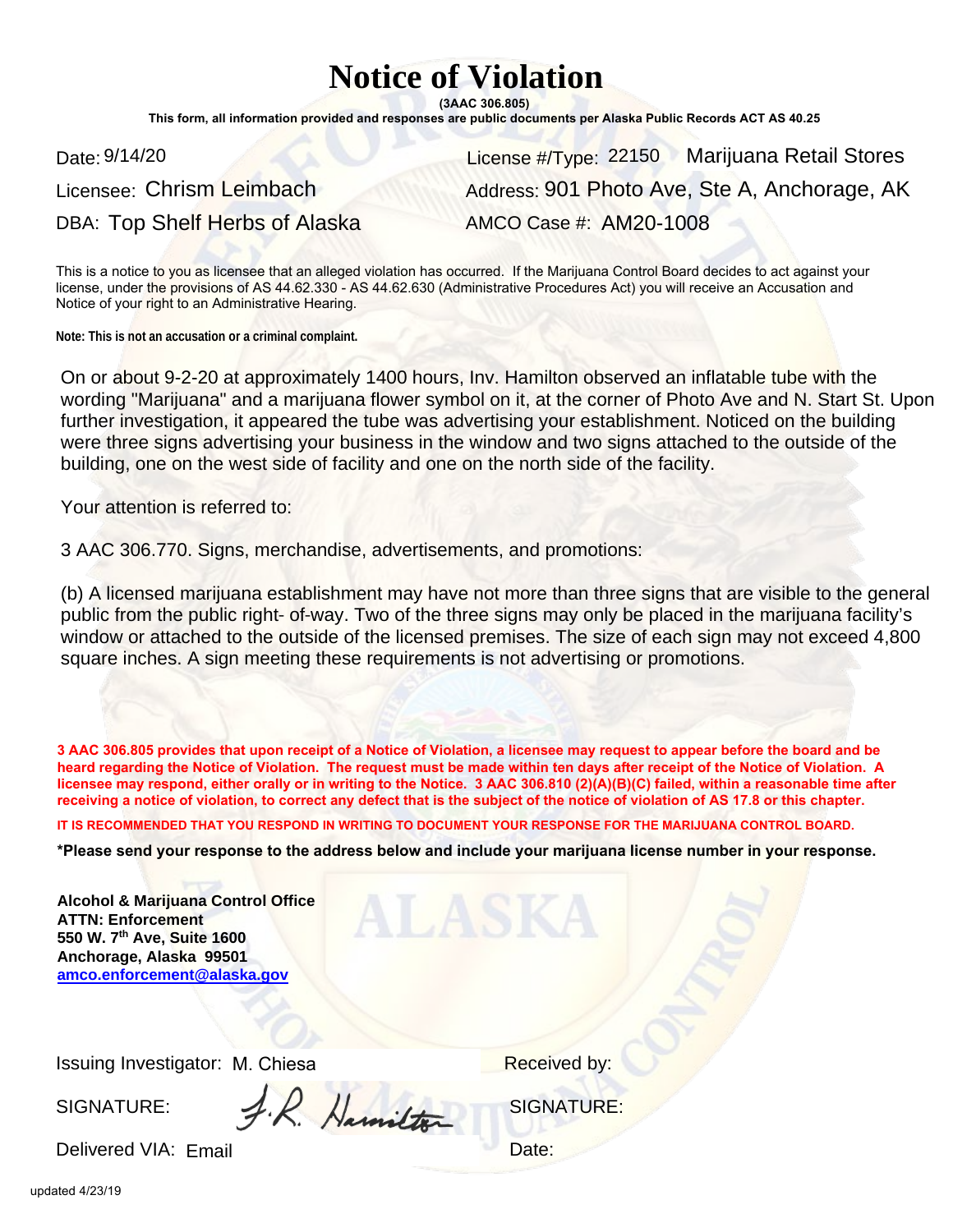# Notice of Violation

**(3AAC 306.805)**

**This form, all information provided and responses are public documents per Alaska Public Records ACT AS 40.25**

Date: 9/14/20

License #/Type: 22150 Marijuana Retail Stores

Licensee: Chrism Leimbach

Address: 901 Photo Ave, Ste A, Anchorage, AK

DBA: Top Shelf Herbs of Alaska

AMCO Case #: AM20-1008

This is a notice to you as licensee that an alleged violation has occurred. If the Marijuana Control Board decides to act against your license, under the provisions of AS 44.62.330 - AS 44.62.630 (Administrative Procedures Act) you will receive an Accusation and Notice of your right to an Administrative Hearing.

**Note: This is not an accusation or a criminal complaint.**

On or about 9-2-20 at approximately 1400 hours, Inv. Hamilton observed an inflatable tube with the wording "Marijuana" and a marijuana flower symbol on it, at the corner of Photo Ave and N. Start St. Upon further investigation, it appeared the tube was advertising your establishment. Noticed on the building were three signs advertising your business in the window and two signs attached to the outside of the building, one on the west side of facility and one on the north side of the facility.

Your attention is referred to:

3 AAC 306.770. Signs, merchandise, advertisements, and promotions:

(b) A licensed marijuana establishment may have not more than three signs that are visible to the general public from the public right- of-way. Two of the three signs may only be placed in the marijuana facility's window or attached to the outside of the licensed premises. The size of each sign may not exceed 4,800 square inches. A sign meeting these requirements is not advertising or promotions.

**3 AAC 306.805 provides that upon receipt of a Notice of Violation, a licensee may request to appear before the board and be heard regarding the Notice of Violation. The request must be made within ten days after receipt of the Notice of Violation. A licensee may respond, either orally or in writing to the Notice. 3 AAC 306.810 (2)(A)(B)(C) failed, within a reasonable time after receiving a notice of violation, to correct any defect that is the subject of the notice of violation of AS 17.8 or this chapter.**

**IT IS RECOMMENDED THAT YOU RESPOND IN WRITING TO DOCUMENT YOUR RESPONSE FOR THE MARIJUANA CONTROL BOARD.**

**\*Please send your response to the address below and include your marijuana license number in your response.**

**Alcohol & Marijuana Control Office**
**ATTN: Enforcement**
**550 W. 7th Ave, Suite 1600**
**Anchorage, Alaska 99501**
**amco.enforcement@alaska.gov**

Issuing Investigator: M. Chiesa

SIGNATURE: J.R. Hamilton

Delivered VIA: Email

Received by:

SIGNATURE:

Date:

updated 4/23/19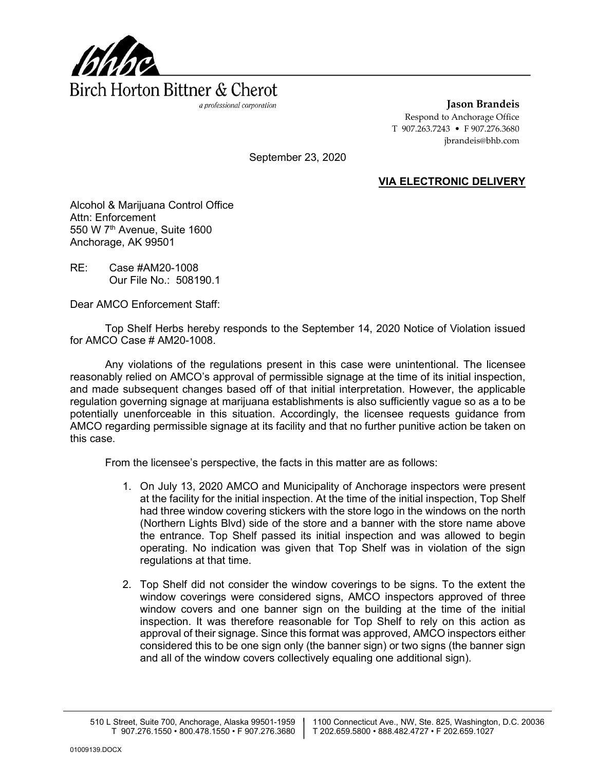Birch Horton Bittner & Cherot

*a professional corporation*

**Jason Brandeis**
Respond to Anchorage Office
T 907.263.7243 • F 907.276.3680
jbrandeis@bhb.com

September 23, 2020

**VIA ELECTRONIC DELIVERY**

Alcohol & Marijuana Control Office
Attn: Enforcement
550 W 7th Avenue, Suite 1600
Anchorage, AK 99501

RE: Case #AM20-1008
Our File No.: 508190.1

Dear AMCO Enforcement Staff:

Top Shelf Herbs hereby responds to the September 14, 2020 Notice of Violation issued for AMCO Case # AM20-1008.

Any violations of the regulations present in this case were unintentional. The licensee reasonably relied on AMCO's approval of permissible signage at the time of its initial inspection, and made subsequent changes based off of that initial interpretation. However, the applicable regulation governing signage at marijuana establishments is also sufficiently vague so as a to be potentially unenforceable in this situation. Accordingly, the licensee requests guidance from AMCO regarding permissible signage at its facility and that no further punitive action be taken on this case.

From the licensee's perspective, the facts in this matter are as follows:

1. On July 13, 2020 AMCO and Municipality of Anchorage inspectors were present at the facility for the initial inspection. At the time of the initial inspection, Top Shelf had three window covering stickers with the store logo in the windows on the north (Northern Lights Blvd) side of the store and a banner with the store name above the entrance. Top Shelf passed its initial inspection and was allowed to begin operating. No indication was given that Top Shelf was in violation of the sign regulations at that time.

2. Top Shelf did not consider the window coverings to be signs. To the extent the window coverings were considered signs, AMCO inspectors approved of three window covers and one banner sign on the building at the time of the initial inspection. It was therefore reasonable for Top Shelf to rely on this action as approval of their signage. Since this format was approved, AMCO inspectors either considered this to be one sign only (the banner sign) or two signs (the banner sign and all of the window covers collectively equaling one additional sign).

510 L Street, Suite 700, Anchorage, Alaska 99501-1959 | T 907.276.1550 • 800.478.1550 • F 907.276.3680
1100 Connecticut Ave., NW, Ste. 825, Washington, D.C. 20036 | T 202.659.5800 • 888.482.4727 • F 202.659.1027

01009139.DOCX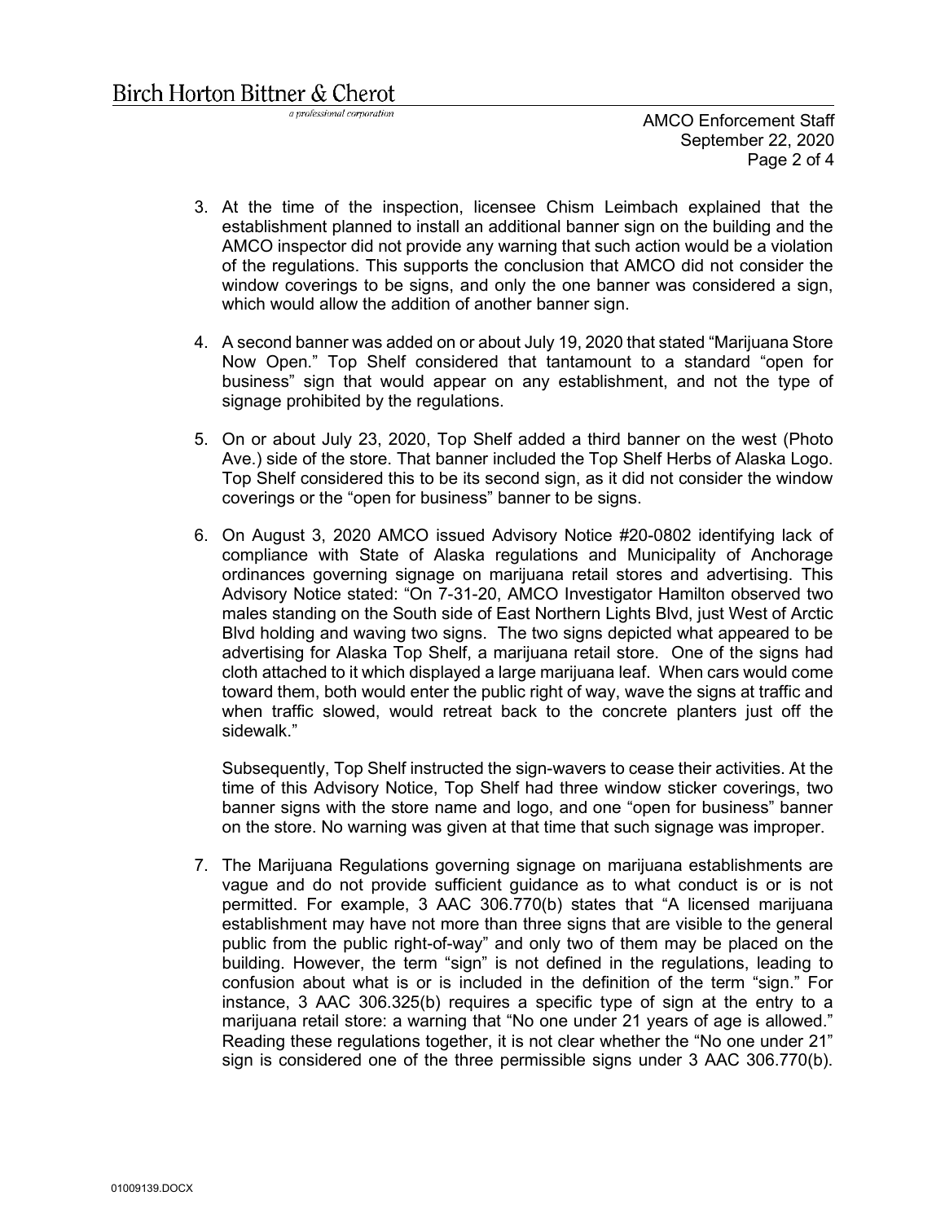3. At the time of the inspection, licensee Chism Leimbach explained that the establishment planned to install an additional banner sign on the building and the AMCO inspector did not provide any warning that such action would be a violation of the regulations. This supports the conclusion that AMCO did not consider the window coverings to be signs, and only the one banner was considered a sign, which would allow the addition of another banner sign.

4. A second banner was added on or about July 19, 2020 that stated "Marijuana Store Now Open." Top Shelf considered that tantamount to a standard "open for business" sign that would appear on any establishment, and not the type of signage prohibited by the regulations.

5. On or about July 23, 2020, Top Shelf added a third banner on the west (Photo Ave.) side of the store. That banner included the Top Shelf Herbs of Alaska Logo. Top Shelf considered this to be its second sign, as it did not consider the window coverings or the "open for business" banner to be signs.

6. On August 3, 2020 AMCO issued Advisory Notice #20-0802 identifying lack of compliance with State of Alaska regulations and Municipality of Anchorage ordinances governing signage on marijuana retail stores and advertising. This Advisory Notice stated: "On 7-31-20, AMCO Investigator Hamilton observed two males standing on the South side of East Northern Lights Blvd, just West of Arctic Blvd holding and waving two signs. The two signs depicted what appeared to be advertising for Alaska Top Shelf, a marijuana retail store. One of the signs had cloth attached to it which displayed a large marijuana leaf. When cars would come toward them, both would enter the public right of way, wave the signs at traffic and when traffic slowed, would retreat back to the concrete planters just off the sidewalk."

   Subsequently, Top Shelf instructed the sign-wavers to cease their activities. At the time of this Advisory Notice, Top Shelf had three window sticker coverings, two banner signs with the store name and logo, and one "open for business" banner on the store. No warning was given at that time that such signage was improper.

7. The Marijuana Regulations governing signage on marijuana establishments are vague and do not provide sufficient guidance as to what conduct is or is not permitted. For example, 3 AAC 306.770(b) states that "A licensed marijuana establishment may have not more than three signs that are visible to the general public from the public right-of-way" and only two of them may be placed on the building. However, the term "sign" is not defined in the regulations, leading to confusion about what is or is included in the definition of the term "sign." For instance, 3 AAC 306.325(b) requires a specific type of sign at the entry to a marijuana retail store: a warning that "No one under 21 years of age is allowed." Reading these regulations together, it is not clear whether the "No one under 21" sign is considered one of the three permissible signs under 3 AAC 306.770(b).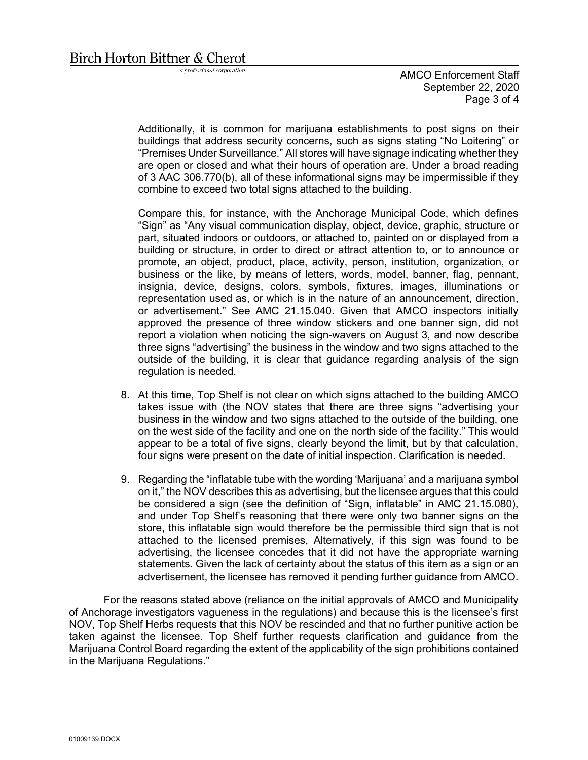Additionally, it is common for marijuana establishments to post signs on their buildings that address security concerns, such as signs stating “No Loitering” or “Premises Under Surveillance.” All stores will have signage indicating whether they are open or closed and what their hours of operation are. Under a broad reading of 3 AAC 306.770(b), all of these informational signs may be impermissible if they combine to exceed two total signs attached to the building.

Compare this, for instance, with the Anchorage Municipal Code, which defines “Sign” as “Any visual communication display, object, device, graphic, structure or part, situated indoors or outdoors, or attached to, painted on or displayed from a building or structure, in order to direct or attract attention to, or to announce or promote, an object, product, place, activity, person, institution, organization, or business or the like, by means of letters, words, model, banner, flag, pennant, insignia, device, designs, colors, symbols, fixtures, images, illuminations or representation used as, or which is in the nature of an announcement, direction, or advertisement.” See AMC 21.15.040. Given that AMCO inspectors initially approved the presence of three window stickers and one banner sign, did not report a violation when noticing the sign-wavers on August 3, and now describe three signs “advertising” the business in the window and two signs attached to the outside of the building, it is clear that guidance regarding analysis of the sign regulation is needed.

8. At this time, Top Shelf is not clear on which signs attached to the building AMCO takes issue with (the NOV states that there are three signs “advertising your business in the window and two signs attached to the outside of the building, one on the west side of the facility and one on the north side of the facility.” This would appear to be a total of five signs, clearly beyond the limit, but by that calculation, four signs were present on the date of initial inspection. Clarification is needed.

9. Regarding the “inflatable tube with the wording ‘Marijuana’ and a marijuana symbol on it,” the NOV describes this as advertising, but the licensee argues that this could be considered a sign (see the definition of “Sign, inflatable” in AMC 21.15.080), and under Top Shelf’s reasoning that there were only two banner signs on the store, this inflatable sign would therefore be the permissible third sign that is not attached to the licensed premises, Alternatively, if this sign was found to be advertising, the licensee concedes that it did not have the appropriate warning statements. Given the lack of certainty about the status of this item as a sign or an advertisement, the licensee has removed it pending further guidance from AMCO.

For the reasons stated above (reliance on the initial approvals of AMCO and Municipality of Anchorage investigators vagueness in the regulations) and because this is the licensee’s first NOV, Top Shelf Herbs requests that this NOV be rescinded and that no further punitive action be taken against the licensee. Top Shelf further requests clarification and guidance from the Marijuana Control Board regarding the extent of the applicability of the sign prohibitions contained in the Marijuana Regulations.”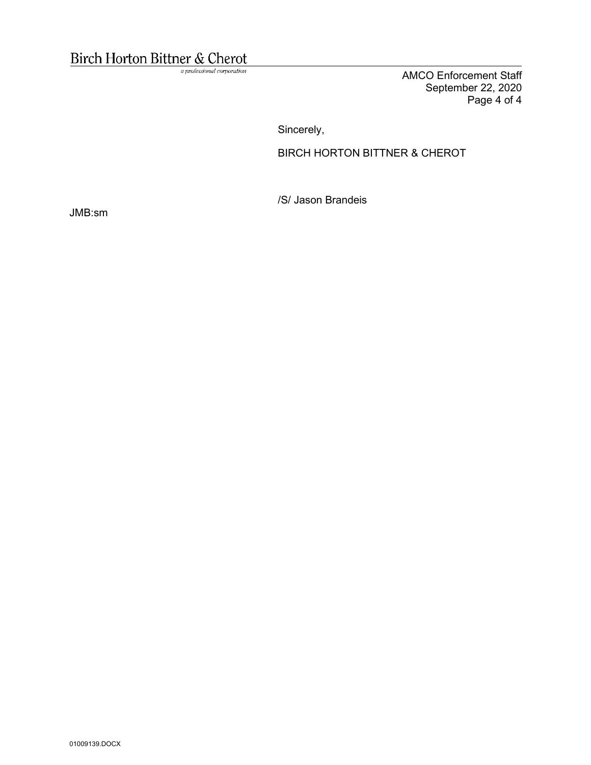Sincerely,

BIRCH HORTON BITTNER & CHEROT

/S/ Jason Brandeis

JMB:sm

01009139.DOCX